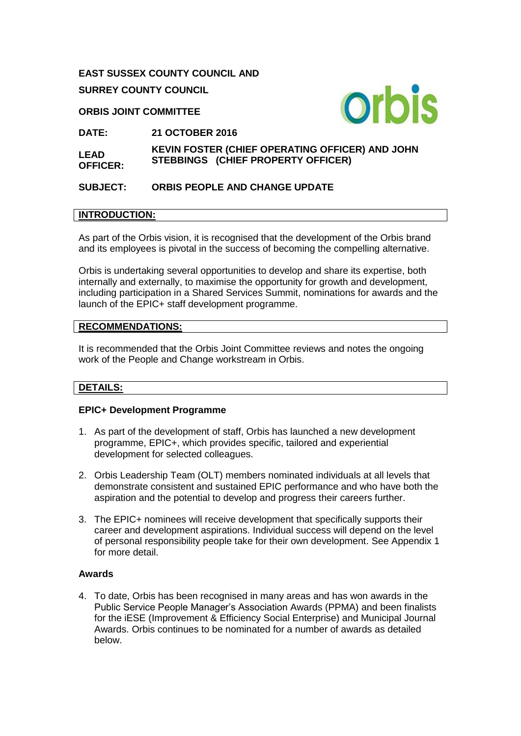**EAST SUSSEX COUNTY COUNCIL AND**

**SURREY COUNTY COUNCIL**

**ORBIS JOINT COMMITTEE**

| | |
|---|---|
| **DATE:** | **21 OCTOBER 2016** |
| **LEAD OFFICER:** | **KEVIN FOSTER (CHIEF OPERATING OFFICER) AND JOHN STEBBINGS (CHIEF PROPERTY OFFICER)** |
| **SUBJECT:** | **ORBIS PEOPLE AND CHANGE UPDATE** |

## INTRODUCTION:

As part of the Orbis vision, it is recognised that the development of the Orbis brand and its employees is pivotal in the success of becoming the compelling alternative.

Orbis is undertaking several opportunities to develop and share its expertise, both internally and externally, to maximise the opportunity for growth and development, including participation in a Shared Services Summit, nominations for awards and the launch of the EPIC+ staff development programme.

## RECOMMENDATIONS:

It is recommended that the Orbis Joint Committee reviews and notes the ongoing work of the People and Change workstream in Orbis.

## DETAILS:

### EPIC+ Development Programme

1. As part of the development of staff, Orbis has launched a new development programme, EPIC+, which provides specific, tailored and experiential development for selected colleagues.

2. Orbis Leadership Team (OLT) members nominated individuals at all levels that demonstrate consistent and sustained EPIC performance and who have both the aspiration and the potential to develop and progress their careers further.

3. The EPIC+ nominees will receive development that specifically supports their career and development aspirations. Individual success will depend on the level of personal responsibility people take for their own development. See Appendix 1 for more detail.

### Awards

4. To date, Orbis has been recognised in many areas and has won awards in the Public Service People Manager's Association Awards (PPMA) and been finalists for the iESE (Improvement & Efficiency Social Enterprise) and Municipal Journal Awards. Orbis continues to be nominated for a number of awards as detailed below.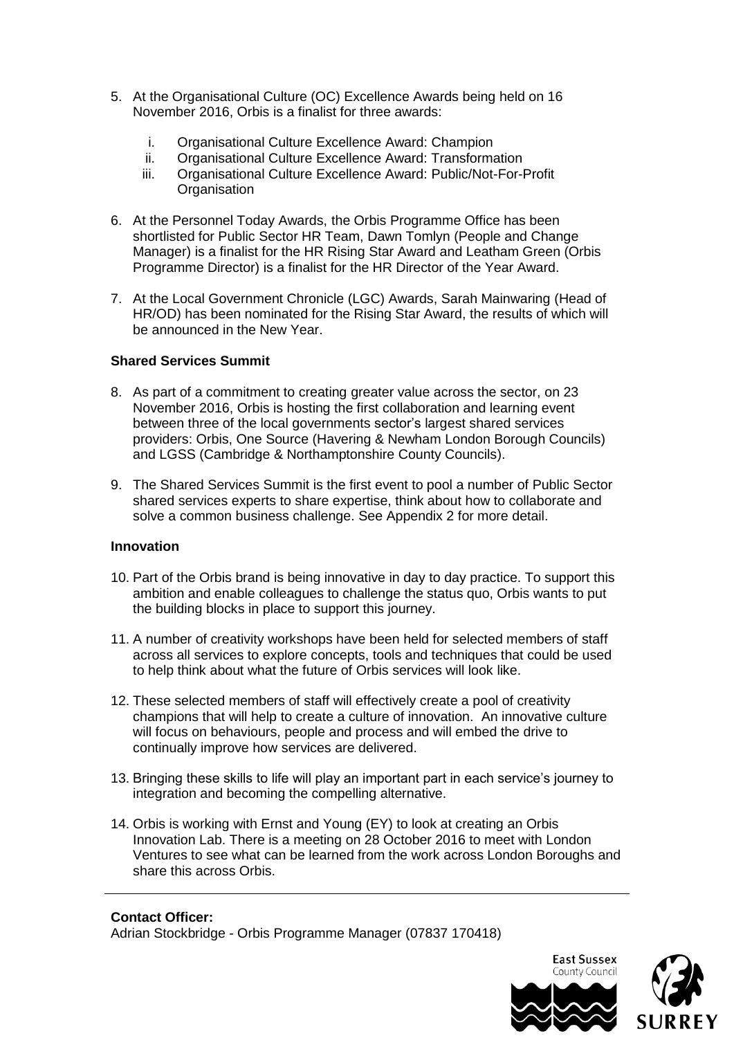5. At the Organisational Culture (OC) Excellence Awards being held on 16 November 2016, Orbis is a finalist for three awards:

   i. Organisational Culture Excellence Award: Champion
   ii. Organisational Culture Excellence Award: Transformation
   iii. Organisational Culture Excellence Award: Public/Not-For-Profit Organisation

6. At the Personnel Today Awards, the Orbis Programme Office has been shortlisted for Public Sector HR Team, Dawn Tomlyn (People and Change Manager) is a finalist for the HR Rising Star Award and Leatham Green (Orbis Programme Director) is a finalist for the HR Director of the Year Award.

7. At the Local Government Chronicle (LGC) Awards, Sarah Mainwaring (Head of HR/OD) has been nominated for the Rising Star Award, the results of which will be announced in the New Year.

**Shared Services Summit**

8. As part of a commitment to creating greater value across the sector, on 23 November 2016, Orbis is hosting the first collaboration and learning event between three of the local governments sector's largest shared services providers: Orbis, One Source (Havering & Newham London Borough Councils) and LGSS (Cambridge & Northamptonshire County Councils).

9. The Shared Services Summit is the first event to pool a number of Public Sector shared services experts to share expertise, think about how to collaborate and solve a common business challenge. See Appendix 2 for more detail.

**Innovation**

10. Part of the Orbis brand is being innovative in day to day practice. To support this ambition and enable colleagues to challenge the status quo, Orbis wants to put the building blocks in place to support this journey.

11. A number of creativity workshops have been held for selected members of staff across all services to explore concepts, tools and techniques that could be used to help think about what the future of Orbis services will look like.

12. These selected members of staff will effectively create a pool of creativity champions that will help to create a culture of innovation. An innovative culture will focus on behaviours, people and process and will embed the drive to continually improve how services are delivered.

13. Bringing these skills to life will play an important part in each service's journey to integration and becoming the compelling alternative.

14. Orbis is working with Ernst and Young (EY) to look at creating an Orbis Innovation Lab. There is a meeting on 28 October 2016 to meet with London Ventures to see what can be learned from the work across London Boroughs and share this across Orbis.

---

**Contact Officer:**
Adrian Stockbridge - Orbis Programme Manager (07837 170418)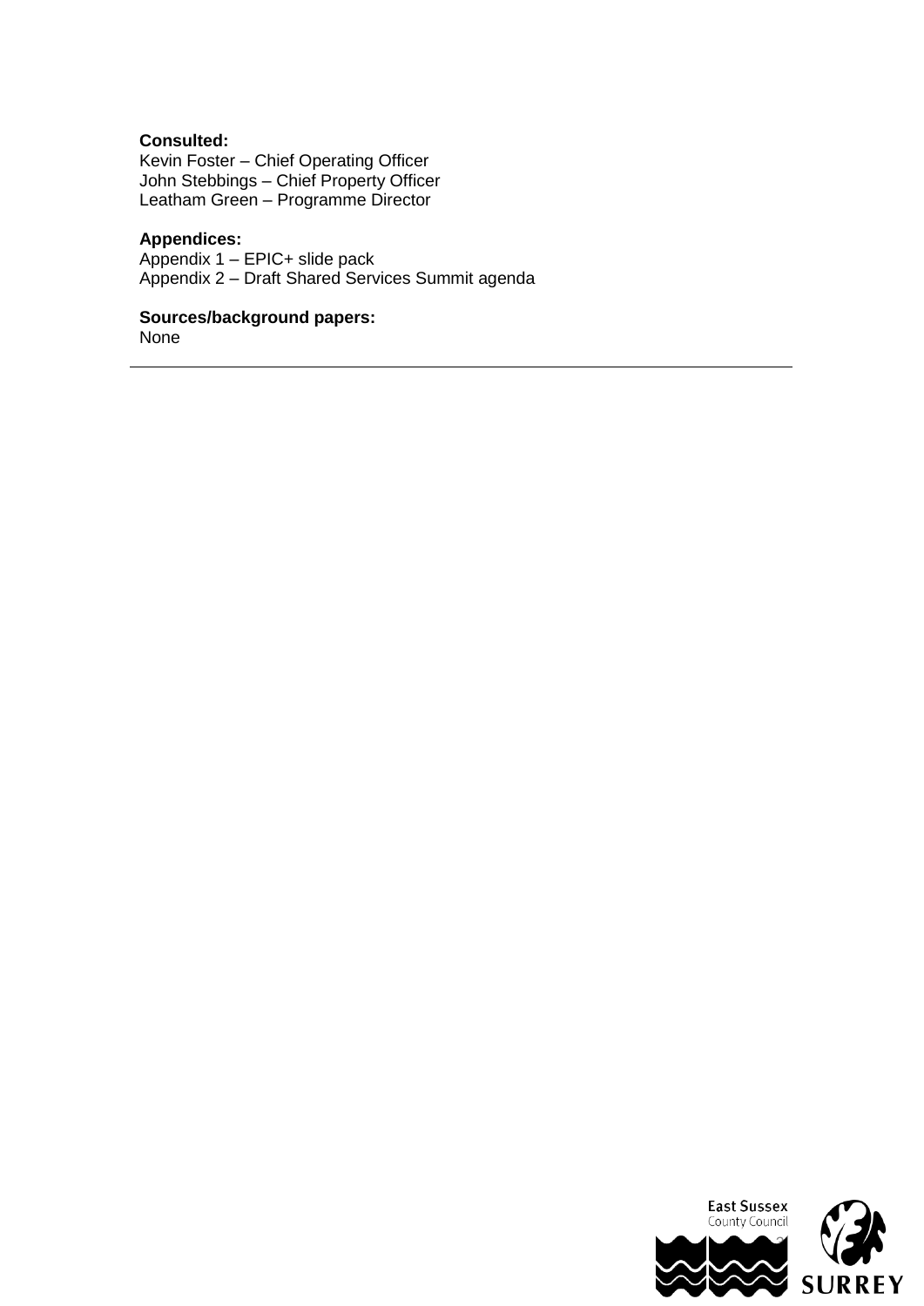**Consulted:**
Kevin Foster – Chief Operating Officer
John Stebbings – Chief Property Officer
Leatham Green – Programme Director

**Appendices:**
Appendix 1 – EPIC+ slide pack
Appendix 2 – Draft Shared Services Summit agenda

**Sources/background papers:**
None

---